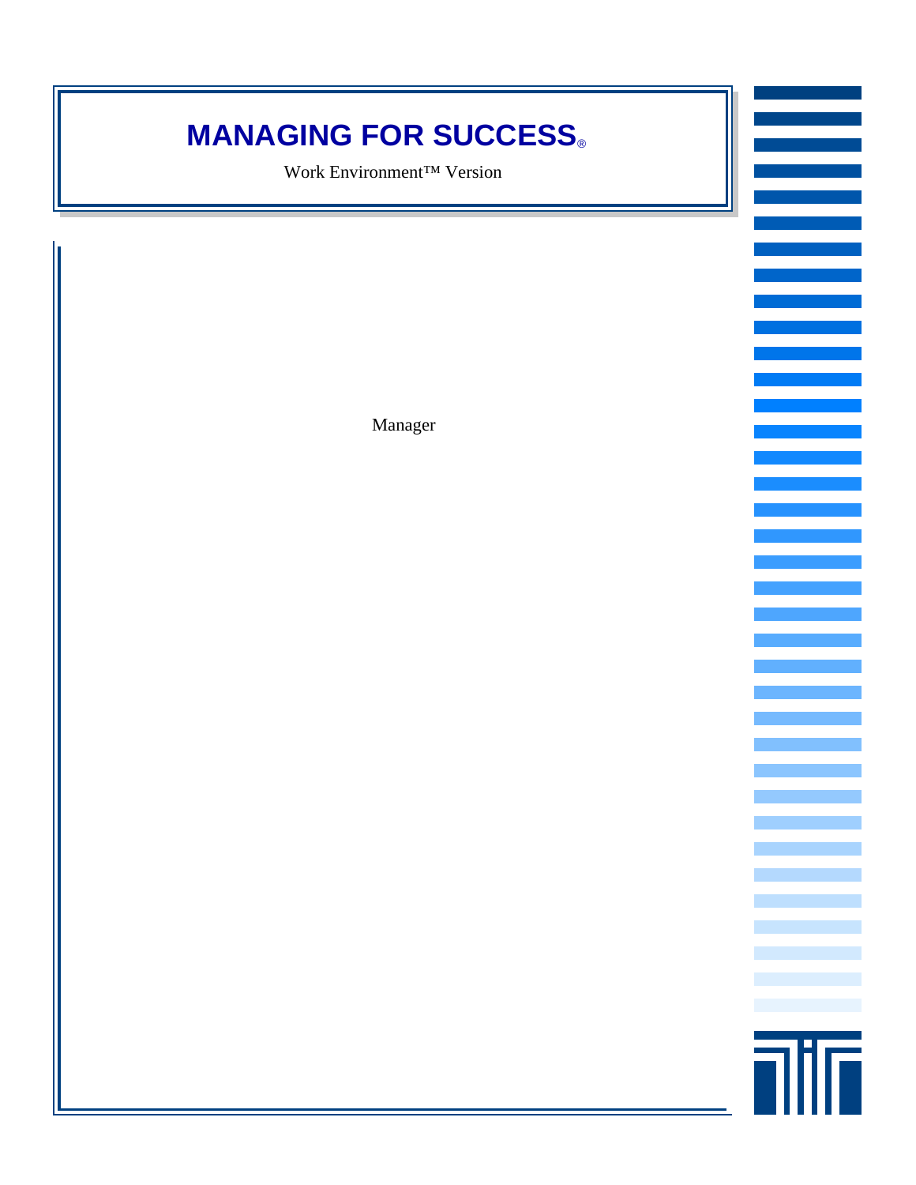# MANAGING FOR SUCCESS®

Work Environment™ Version

Manager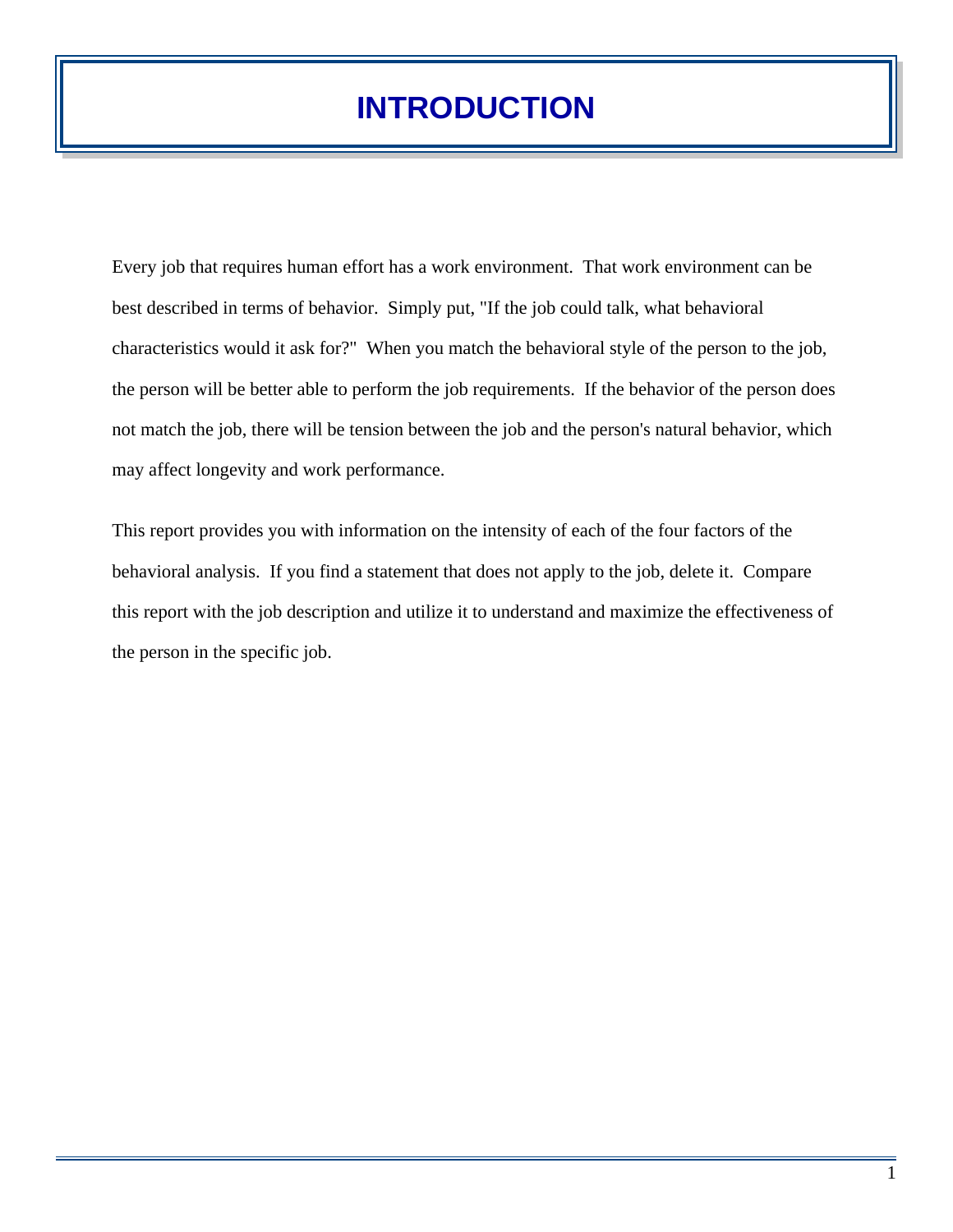# INTRODUCTION

Every job that requires human effort has a work environment. That work environment can be best described in terms of behavior. Simply put, "If the job could talk, what behavioral characteristics would it ask for?" When you match the behavioral style of the person to the job, the person will be better able to perform the job requirements. If the behavior of the person does not match the job, there will be tension between the job and the person's natural behavior, which may affect longevity and work performance.

This report provides you with information on the intensity of each of the four factors of the behavioral analysis. If you find a statement that does not apply to the job, delete it. Compare this report with the job description and utilize it to understand and maximize the effectiveness of the person in the specific job.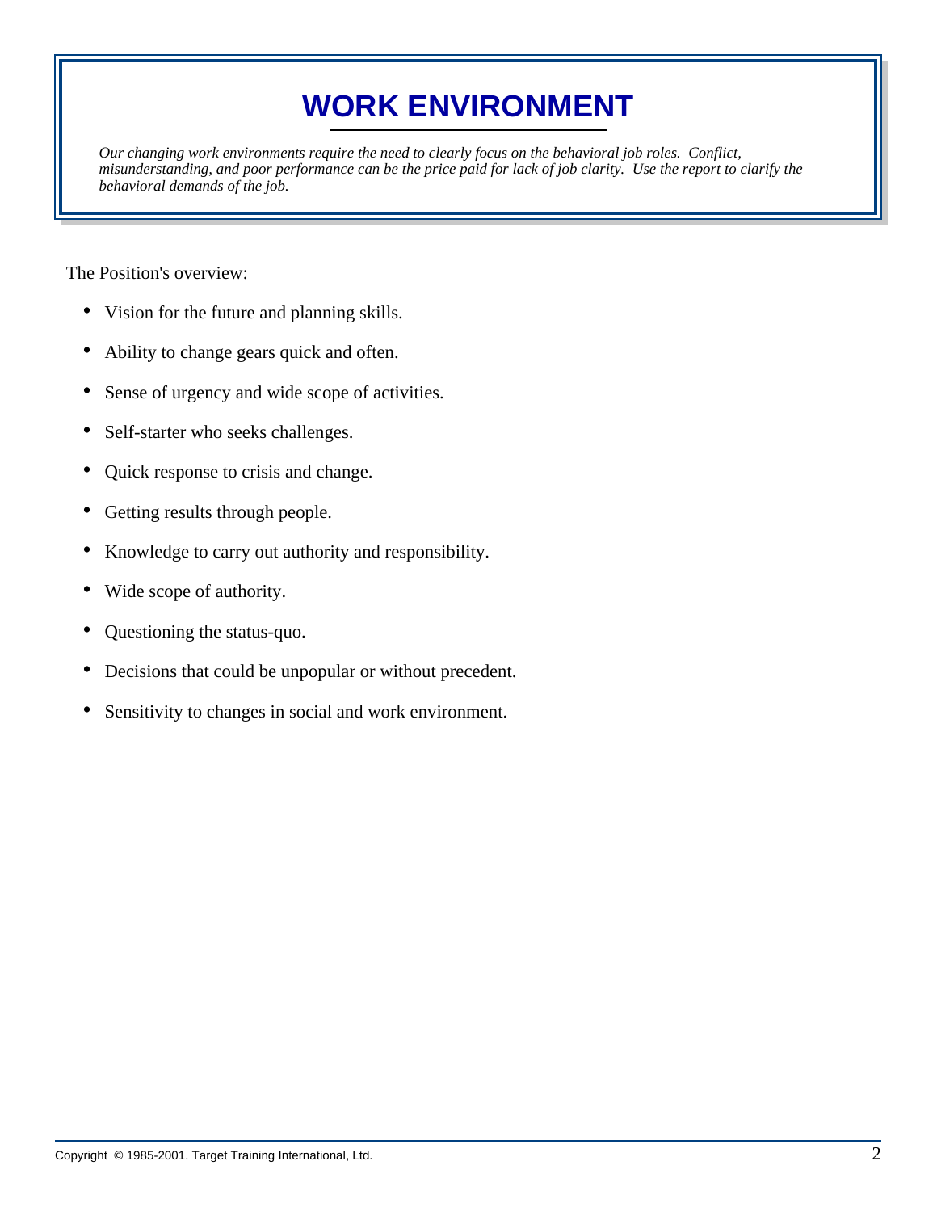# WORK ENVIRONMENT

*Our changing work environments require the need to clearly focus on the behavioral job roles. Conflict, misunderstanding, and poor performance can be the price paid for lack of job clarity. Use the report to clarify the behavioral demands of the job.*

The Position's overview:

- Vision for the future and planning skills.
- Ability to change gears quick and often.
- Sense of urgency and wide scope of activities.
- Self-starter who seeks challenges.
- Quick response to crisis and change.
- Getting results through people.
- Knowledge to carry out authority and responsibility.
- Wide scope of authority.
- Questioning the status-quo.
- Decisions that could be unpopular or without precedent.
- Sensitivity to changes in social and work environment.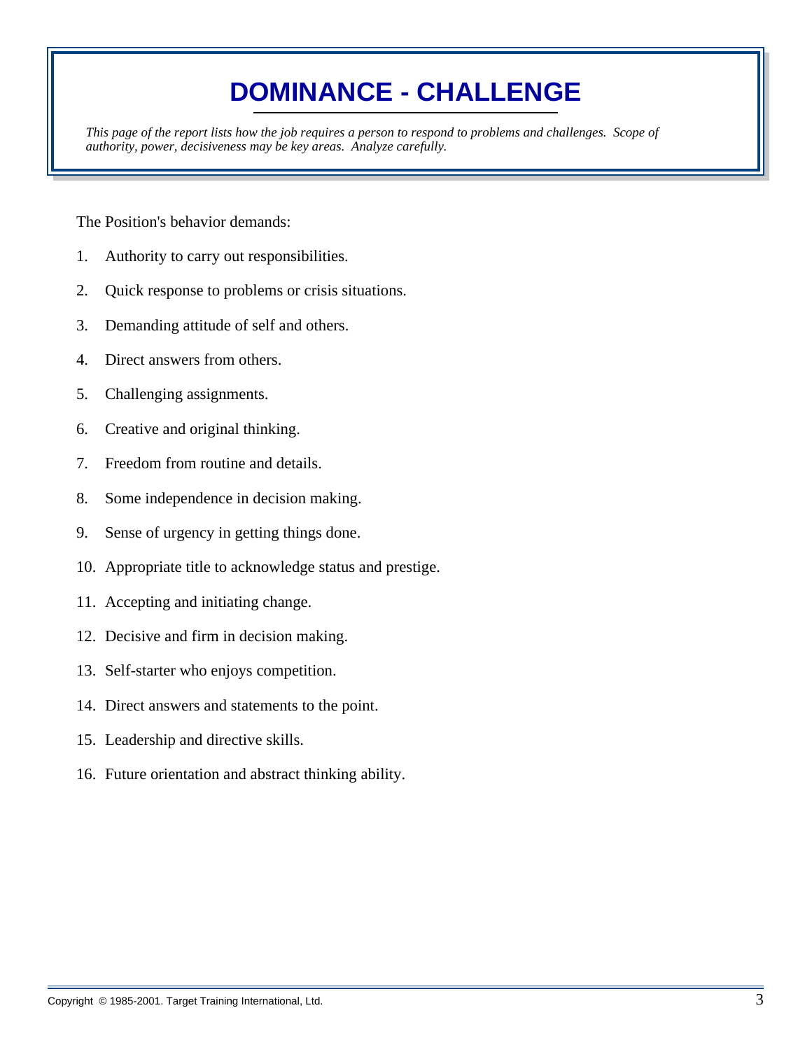# DOMINANCE - CHALLENGE

*This page of the report lists how the job requires a person to respond to problems and challenges. Scope of authority, power, decisiveness may be key areas. Analyze carefully.*

The Position's behavior demands:

1. Authority to carry out responsibilities.
2. Quick response to problems or crisis situations.
3. Demanding attitude of self and others.
4. Direct answers from others.
5. Challenging assignments.
6. Creative and original thinking.
7. Freedom from routine and details.
8. Some independence in decision making.
9. Sense of urgency in getting things done.
10. Appropriate title to acknowledge status and prestige.
11. Accepting and initiating change.
12. Decisive and firm in decision making.
13. Self-starter who enjoys competition.
14. Direct answers and statements to the point.
15. Leadership and directive skills.
16. Future orientation and abstract thinking ability.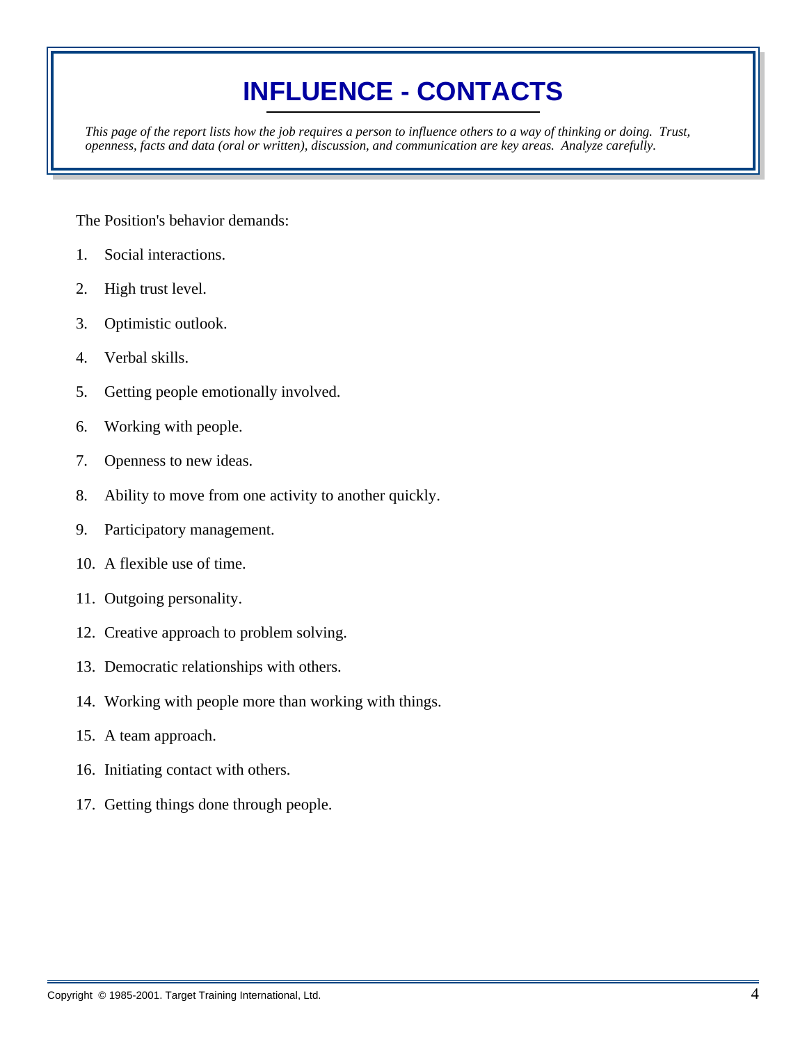# INFLUENCE - CONTACTS

*This page of the report lists how the job requires a person to influence others to a way of thinking or doing. Trust, openness, facts and data (oral or written), discussion, and communication are key areas. Analyze carefully.*

The Position's behavior demands:

1. Social interactions.
2. High trust level.
3. Optimistic outlook.
4. Verbal skills.
5. Getting people emotionally involved.
6. Working with people.
7. Openness to new ideas.
8. Ability to move from one activity to another quickly.
9. Participatory management.
10. A flexible use of time.
11. Outgoing personality.
12. Creative approach to problem solving.
13. Democratic relationships with others.
14. Working with people more than working with things.
15. A team approach.
16. Initiating contact with others.
17. Getting things done through people.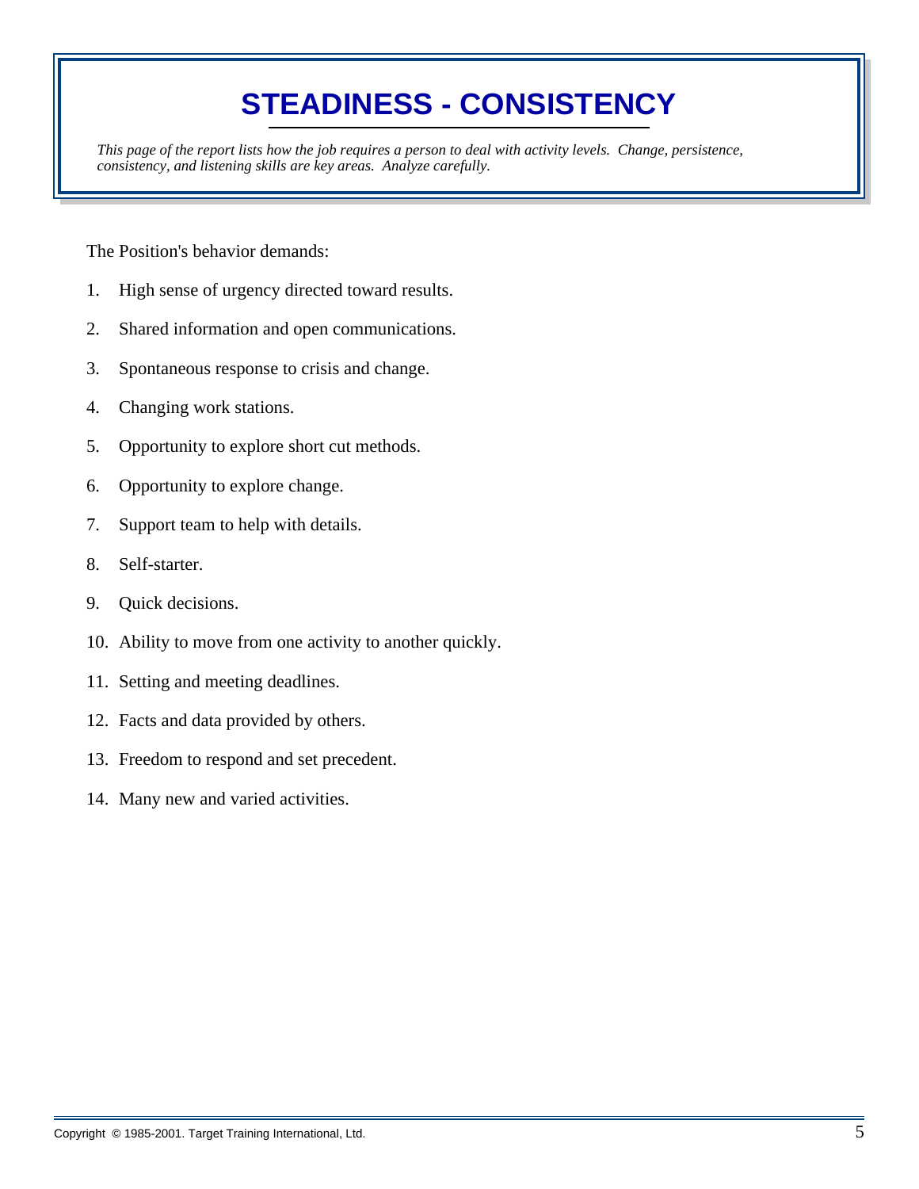# STEADINESS - CONSISTENCY

*This page of the report lists how the job requires a person to deal with activity levels. Change, persistence, consistency, and listening skills are key areas. Analyze carefully.*

The Position's behavior demands:

1. High sense of urgency directed toward results.
2. Shared information and open communications.
3. Spontaneous response to crisis and change.
4. Changing work stations.
5. Opportunity to explore short cut methods.
6. Opportunity to explore change.
7. Support team to help with details.
8. Self-starter.
9. Quick decisions.
10. Ability to move from one activity to another quickly.
11. Setting and meeting deadlines.
12. Facts and data provided by others.
13. Freedom to respond and set precedent.
14. Many new and varied activities.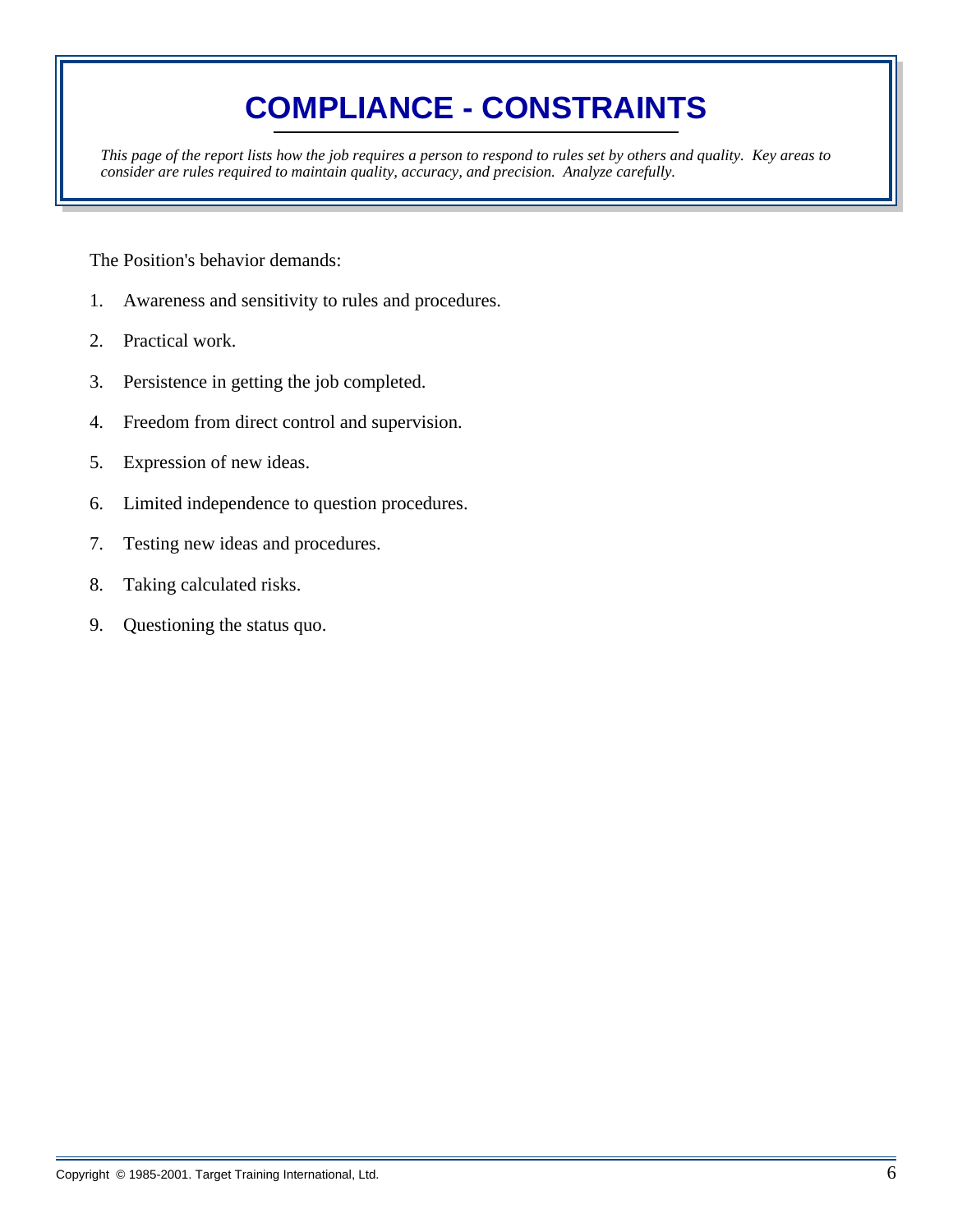# COMPLIANCE - CONSTRAINTS

*This page of the report lists how the job requires a person to respond to rules set by others and quality. Key areas to consider are rules required to maintain quality, accuracy, and precision. Analyze carefully.*

The Position's behavior demands:

1. Awareness and sensitivity to rules and procedures.
2. Practical work.
3. Persistence in getting the job completed.
4. Freedom from direct control and supervision.
5. Expression of new ideas.
6. Limited independence to question procedures.
7. Testing new ideas and procedures.
8. Taking calculated risks.
9. Questioning the status quo.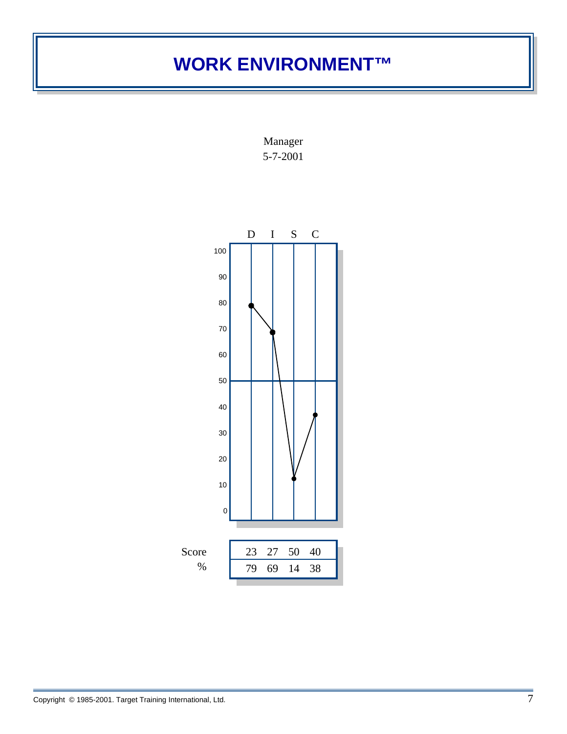# WORK ENVIRONMENT™

Manager
5-7-2001

| | D | I | S | C |
|---|---|---|---|---|
| Score | 23 | 27 | 50 | 40 |
| % | 79 | 69 | 14 | 38 |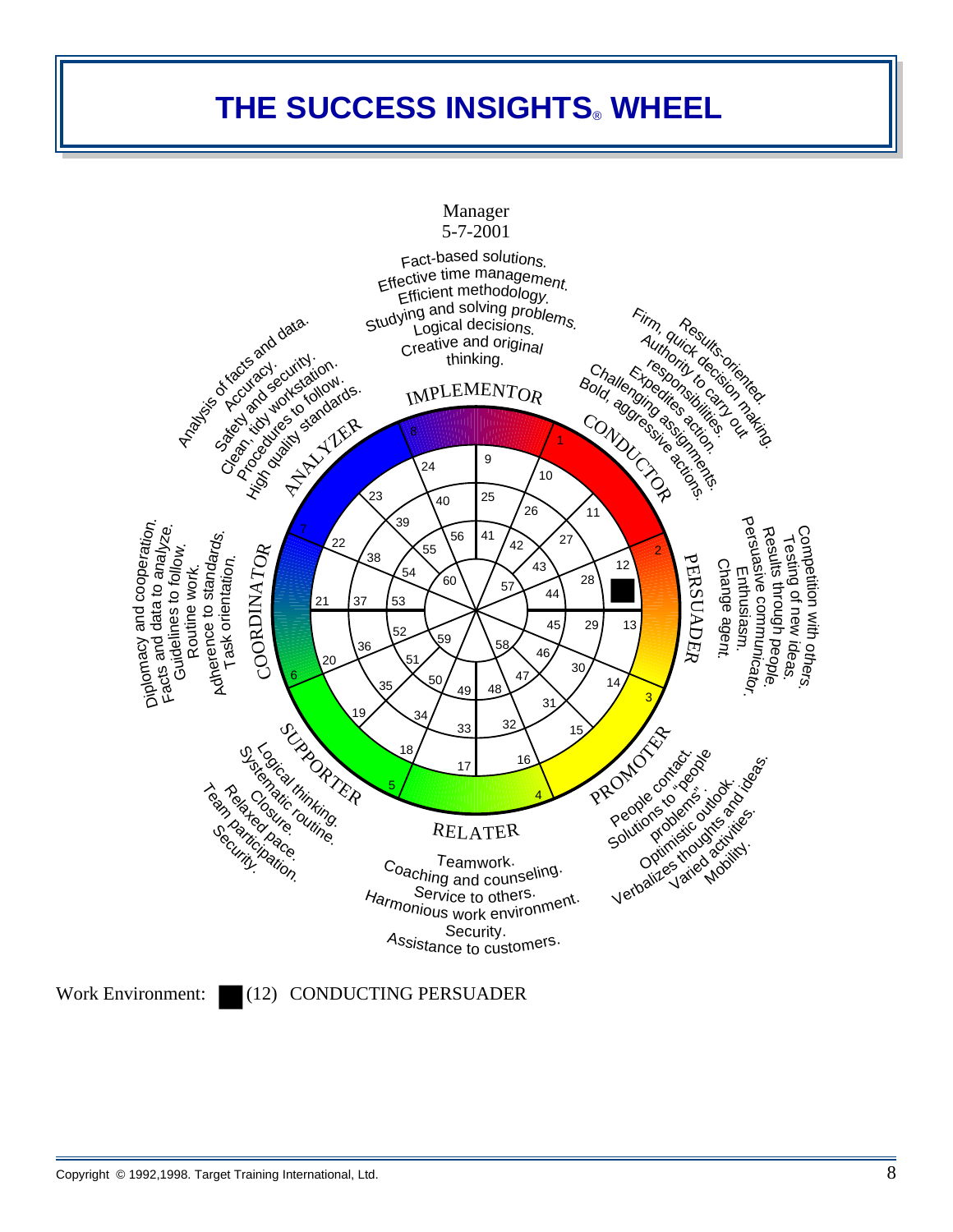# THE SUCCESS INSIGHTS® WHEEL

Manager
5-7-2001

IMPLEMENTOR

Fact-based solutions.
Effective time management.
Efficient methodology.
Studying and solving problems.
Logical decisions.
Creative and original thinking.

CONDUCTOR

Results-oriented.
Firm, quick decision making.
Authority to carry out responsibilities.
Expedites action.
Challenging assignments.
Bold, aggressive actions.

PERSUADER

Competition with others.
Testing of new ideas.
Results through people.
Persuasive communicator.
Enthusiasm.
Change agent.

PROMOTER

People contact.
Solutions to "people problems".
Optimistic outlook.
Verbalizes thoughts and ideas.
Varied activities.
Mobility.

RELATER

Teamwork.
Coaching and counseling.
Service to others.
Harmonious work environment.
Security.
Assistance to customers.

SUPPORTER

Logical thinking.
Systematic routine.
Closure.
Relaxed pace.
Team participation.
Security.

COORDINATOR

Diplomacy and cooperation.
Facts and data to analyze.
Guidelines to follow.
Routine work.
Adherence to standards.
Task orientation.

ANALYZER

Analysis of facts and data.
Accuracy.
Safety and security.
Clean, tidy workstation.
Procedures to follow.
High quality standards.

Work Environment: ■ (12) CONDUCTING PERSUADER

Copyright © 1992,1998. Target Training International, Ltd.